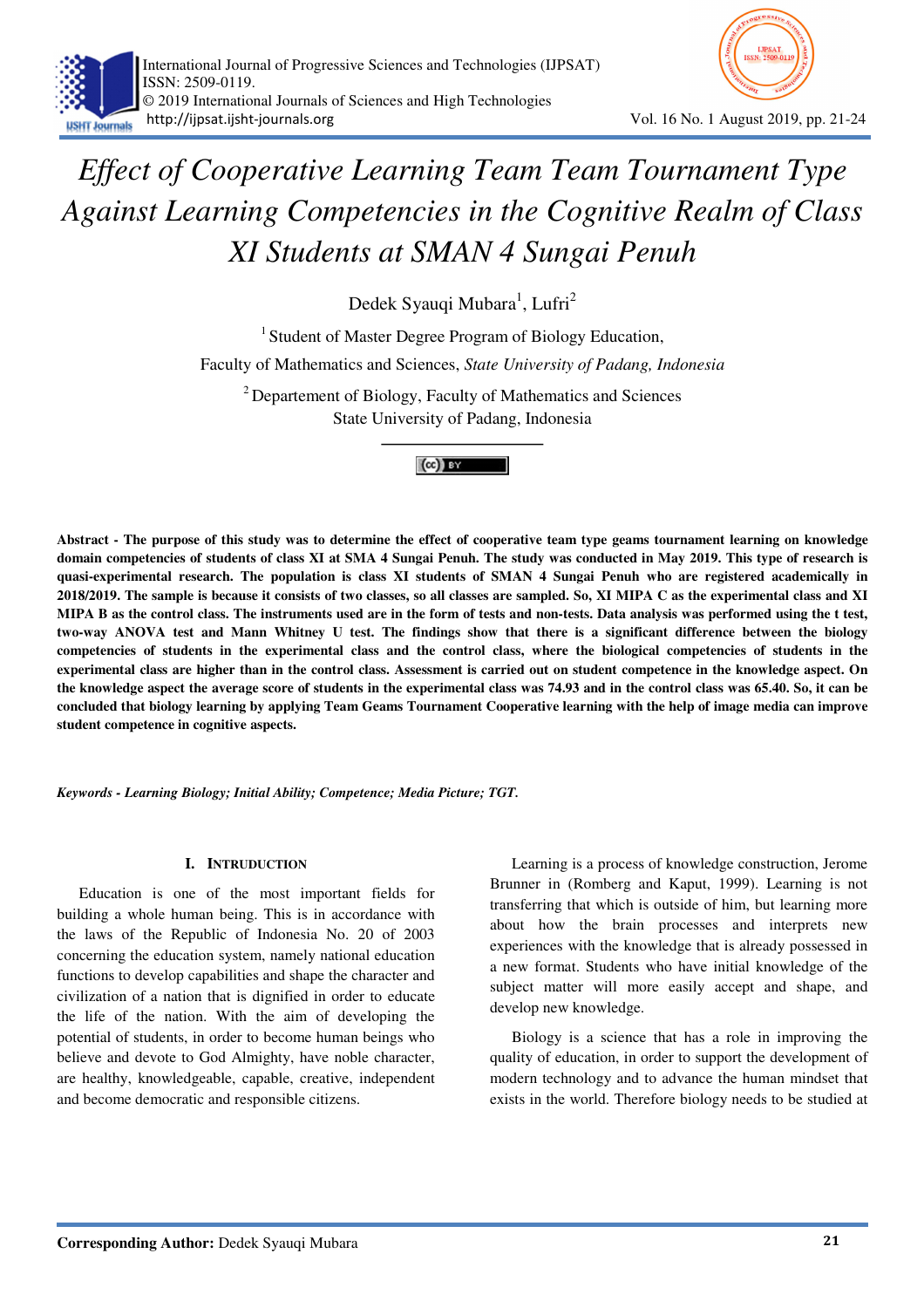# Effect of Cooperative Learning Team Team Tournament Type Against Learning Competencies in the Cognitive Realm of Class XI Students at SMAN 4 Sungai Penuh

Dedek Syauqi Mubara[1], Lufri[2]

[1] Student of Master Degree Program of Biology Education, Faculty of Mathematics and Sciences, *State University of Padang, Indonesia*

[2] Departement of Biology, Faculty of Mathematics and Sciences State University of Padang, Indonesia

**Abstract - The purpose of this study was to determine the effect of cooperative team type geams tournament learning on knowledge domain competencies of students of class XI at SMA 4 Sungai Penuh. The study was conducted in May 2019. This type of research is quasi-experimental research. The population is class XI students of SMAN 4 Sungai Penuh who are registered academically in 2018/2019. The sample is because it consists of two classes, so all classes are sampled. So, XI MIPA C as the experimental class and XI MIPA B as the control class. The instruments used are in the form of tests and non-tests. Data analysis was performed using the t test, two-way ANOVA test and Mann Whitney U test. The findings show that there is a significant difference between the biology competencies of students in the experimental class and the control class, where the biological competencies of students in the experimental class are higher than in the control class. Assessment is carried out on student competence in the knowledge aspect. On the knowledge aspect the average score of students in the experimental class was 74.93 and in the control class was 65.40. So, it can be concluded that biology learning by applying Team Geams Tournament Cooperative learning with the help of image media can improve student competence in cognitive aspects.**

***Keywords - Learning Biology; Initial Ability; Competence; Media Picture; TGT.***

## I. Intruduction

Education is one of the most important fields for building a whole human being. This is in accordance with the laws of the Republic of Indonesia No. 20 of 2003 concerning the education system, namely national education functions to develop capabilities and shape the character and civilization of a nation that is dignified in order to educate the life of the nation. With the aim of developing the potential of students, in order to become human beings who believe and devote to God Almighty, have noble character, are healthy, knowledgeable, capable, creative, independent and become democratic and responsible citizens.

Learning is a process of knowledge construction, Jerome Brunner in (Romberg and Kaput, 1999). Learning is not transferring that which is outside of him, but learning more about how the brain processes and interprets new experiences with the knowledge that is already possessed in a new format. Students who have initial knowledge of the subject matter will more easily accept and shape, and develop new knowledge.

Biology is a science that has a role in improving the quality of education, in order to support the development of modern technology and to advance the human mindset that exists in the world. Therefore biology needs to be studied at

**Corresponding Author:** Dedek Syauqi Mubara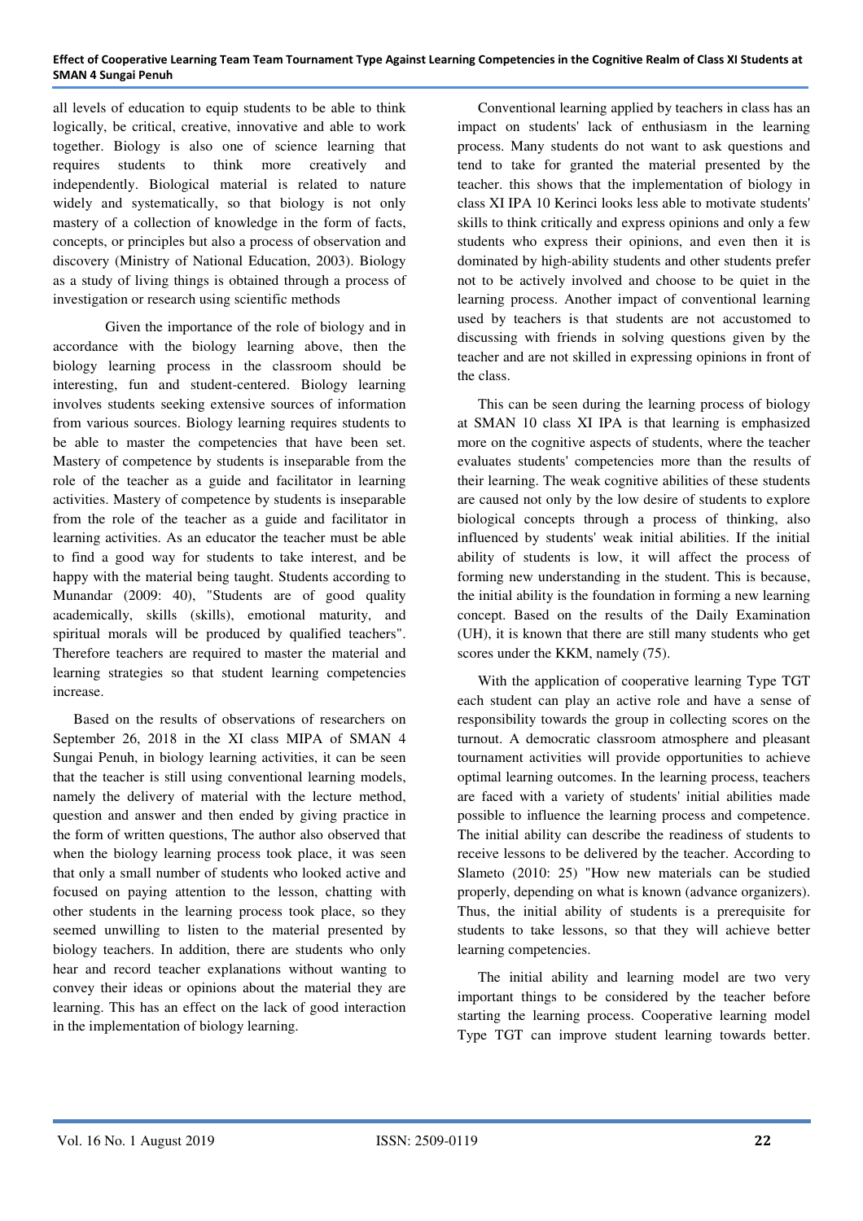all levels of education to equip students to be able to think logically, be critical, creative, innovative and able to work together. Biology is also one of science learning that requires students to think more creatively and independently. Biological material is related to nature widely and systematically, so that biology is not only mastery of a collection of knowledge in the form of facts, concepts, or principles but also a process of observation and discovery (Ministry of National Education, 2003). Biology as a study of living things is obtained through a process of investigation or research using scientific methods

Given the importance of the role of biology and in accordance with the biology learning above, then the biology learning process in the classroom should be interesting, fun and student-centered. Biology learning involves students seeking extensive sources of information from various sources. Biology learning requires students to be able to master the competencies that have been set. Mastery of competence by students is inseparable from the role of the teacher as a guide and facilitator in learning activities. Mastery of competence by students is inseparable from the role of the teacher as a guide and facilitator in learning activities. As an educator the teacher must be able to find a good way for students to take interest, and be happy with the material being taught. Students according to Munandar (2009: 40), "Students are of good quality academically, skills (skills), emotional maturity, and spiritual morals will be produced by qualified teachers". Therefore teachers are required to master the material and learning strategies so that student learning competencies increase.

Based on the results of observations of researchers on September 26, 2018 in the XI class MIPA of SMAN 4 Sungai Penuh, in biology learning activities, it can be seen that the teacher is still using conventional learning models, namely the delivery of material with the lecture method, question and answer and then ended by giving practice in the form of written questions, The author also observed that when the biology learning process took place, it was seen that only a small number of students who looked active and focused on paying attention to the lesson, chatting with other students in the learning process took place, so they seemed unwilling to listen to the material presented by biology teachers. In addition, there are students who only hear and record teacher explanations without wanting to convey their ideas or opinions about the material they are learning. This has an effect on the lack of good interaction in the implementation of biology learning.

Conventional learning applied by teachers in class has an impact on students' lack of enthusiasm in the learning process. Many students do not want to ask questions and tend to take for granted the material presented by the teacher. this shows that the implementation of biology in class XI IPA 10 Kerinci looks less able to motivate students' skills to think critically and express opinions and only a few students who express their opinions, and even then it is dominated by high-ability students and other students prefer not to be actively involved and choose to be quiet in the learning process. Another impact of conventional learning used by teachers is that students are not accustomed to discussing with friends in solving questions given by the teacher and are not skilled in expressing opinions in front of the class.

This can be seen during the learning process of biology at SMAN 10 class XI IPA is that learning is emphasized more on the cognitive aspects of students, where the teacher evaluates students' competencies more than the results of their learning. The weak cognitive abilities of these students are caused not only by the low desire of students to explore biological concepts through a process of thinking, also influenced by students' weak initial abilities. If the initial ability of students is low, it will affect the process of forming new understanding in the student. This is because, the initial ability is the foundation in forming a new learning concept. Based on the results of the Daily Examination (UH), it is known that there are still many students who get scores under the KKM, namely (75).

With the application of cooperative learning Type TGT each student can play an active role and have a sense of responsibility towards the group in collecting scores on the turnout. A democratic classroom atmosphere and pleasant tournament activities will provide opportunities to achieve optimal learning outcomes. In the learning process, teachers are faced with a variety of students' initial abilities made possible to influence the learning process and competence. The initial ability can describe the readiness of students to receive lessons to be delivered by the teacher. According to Slameto (2010: 25) "How new materials can be studied properly, depending on what is known (advance organizers). Thus, the initial ability of students is a prerequisite for students to take lessons, so that they will achieve better learning competencies.

The initial ability and learning model are two very important things to be considered by the teacher before starting the learning process. Cooperative learning model Type TGT can improve student learning towards better.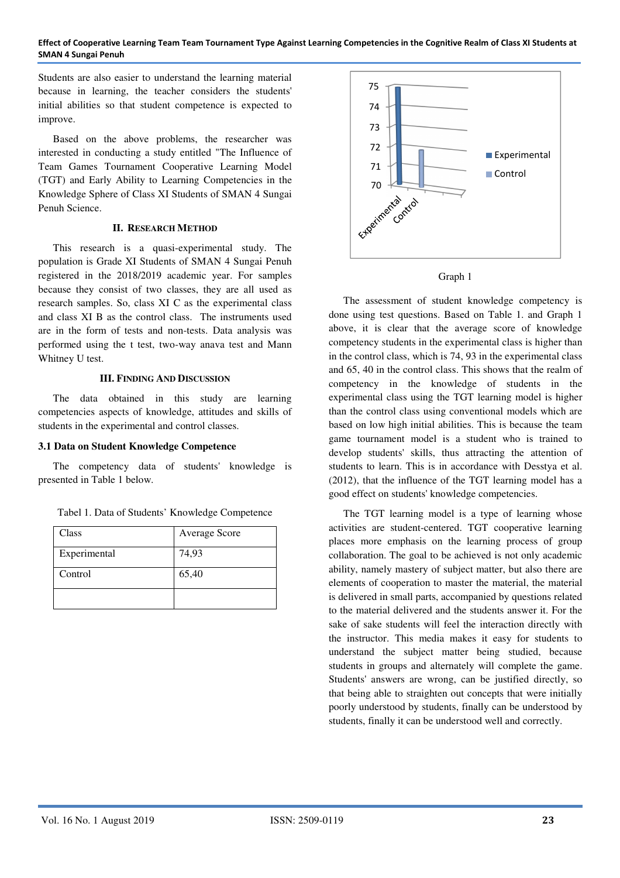Students are also easier to understand the learning material because in learning, the teacher considers the students' initial abilities so that student competence is expected to improve.

Based on the above problems, the researcher was interested in conducting a study entitled "The Influence of Team Games Tournament Cooperative Learning Model (TGT) and Early Ability to Learning Competencies in the Knowledge Sphere of Class XI Students of SMAN 4 Sungai Penuh Science.

## II. Research Method

This research is a quasi-experimental study. The population is Grade XI Students of SMAN 4 Sungai Penuh registered in the 2018/2019 academic year. For samples because they consist of two classes, they are all used as research samples. So, class XI C as the experimental class and class XI B as the control class. The instruments used are in the form of tests and non-tests. Data analysis was performed using the t test, two-way anava test and Mann Whitney U test.

## III. Finding And Discussion

The data obtained in this study are learning competencies aspects of knowledge, attitudes and skills of students in the experimental and control classes.

### 3.1 Data on Student Knowledge Competence

The competency data of students' knowledge is presented in Table 1 below.

Tabel 1. Data of Students' Knowledge Competence

| Class | Average Score |
|---|---|
| Experimental | 74,93 |
| Control | 65,40 |
| | |

Graph 1

The assessment of student knowledge competency is done using test questions. Based on Table 1. and Graph 1 above, it is clear that the average score of knowledge competency students in the experimental class is higher than in the control class, which is 74, 93 in the experimental class and 65, 40 in the control class. This shows that the realm of competency in the knowledge of students in the experimental class using the TGT learning model is higher than the control class using conventional models which are based on low high initial abilities. This is because the team game tournament model is a student who is trained to develop students' skills, thus attracting the attention of students to learn. This is in accordance with Desstya et al. (2012), that the influence of the TGT learning model has a good effect on students' knowledge competencies.

The TGT learning model is a type of learning whose activities are student-centered. TGT cooperative learning places more emphasis on the learning process of group collaboration. The goal to be achieved is not only academic ability, namely mastery of subject matter, but also there are elements of cooperation to master the material, the material is delivered in small parts, accompanied by questions related to the material delivered and the students answer it. For the sake of sake students will feel the interaction directly with the instructor. This media makes it easy for students to understand the subject matter being studied, because students in groups and alternately will complete the game. Students' answers are wrong, can be justified directly, so that being able to straighten out concepts that were initially poorly understood by students, finally can be understood by students, finally it can be understood well and correctly.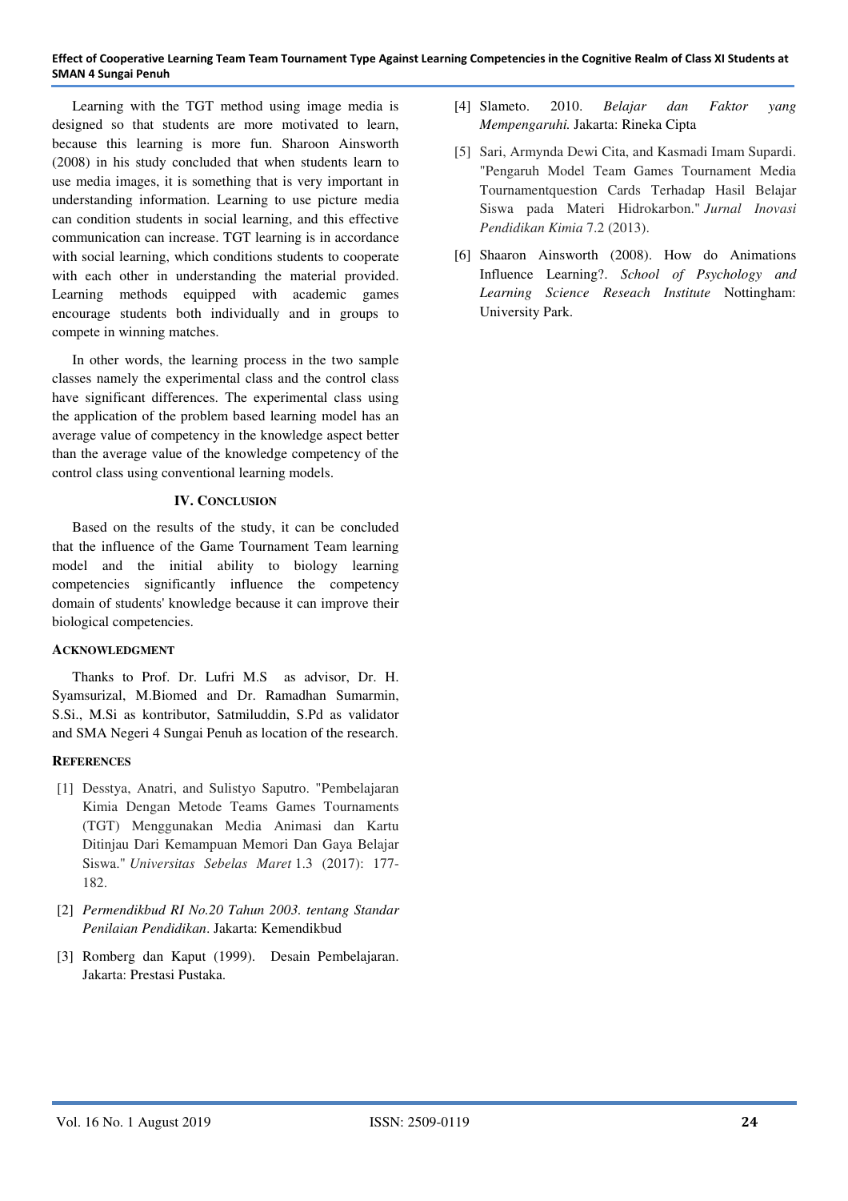Learning with the TGT method using image media is designed so that students are more motivated to learn, because this learning is more fun. Sharoon Ainsworth (2008) in his study concluded that when students learn to use media images, it is something that is very important in understanding information. Learning to use picture media can condition students in social learning, and this effective communication can increase. TGT learning is in accordance with social learning, which conditions students to cooperate with each other in understanding the material provided. Learning methods equipped with academic games encourage students both individually and in groups to compete in winning matches.

In other words, the learning process in the two sample classes namely the experimental class and the control class have significant differences. The experimental class using the application of the problem based learning model has an average value of competency in the knowledge aspect better than the average value of the knowledge competency of the control class using conventional learning models.

## IV. Conclusion

Based on the results of the study, it can be concluded that the influence of the Game Tournament Team learning model and the initial ability to biology learning competencies significantly influence the competency domain of students' knowledge because it can improve their biological competencies.

### Acknowledgment

Thanks to Prof. Dr. Lufri M.S as advisor, Dr. H. Syamsurizal, M.Biomed and Dr. Ramadhan Sumarmin, S.Si., M.Si as kontributor, Satmiluddin, S.Pd as validator and SMA Negeri 4 Sungai Penuh as location of the research.

### References

[1] Desstya, Anatri, and Sulistyo Saputro. "Pembelajaran Kimia Dengan Metode Teams Games Tournaments (TGT) Menggunakan Media Animasi dan Kartu Ditinjau Dari Kemampuan Memori Dan Gaya Belajar Siswa." *Universitas Sebelas Maret* 1.3 (2017): 177-182.

[2] *Permendikbud RI No.20 Tahun 2003. tentang Standar Penilaian Pendidikan*. Jakarta: Kemendikbud

[3] Romberg dan Kaput (1999). Desain Pembelajaran. Jakarta: Prestasi Pustaka.

[4] Slameto. 2010. *Belajar dan Faktor yang Mempengaruhi.* Jakarta: Rineka Cipta

[5] Sari, Armynda Dewi Cita, and Kasmadi Imam Supardi. "Pengaruh Model Team Games Tournament Media Tournamentquestion Cards Terhadap Hasil Belajar Siswa pada Materi Hidrokarbon." *Jurnal Inovasi Pendidikan Kimia* 7.2 (2013).

[6] Shaaron Ainsworth (2008). How do Animations Influence Learning?. *School of Psychology and Learning Science Reseach Institute* Nottingham: University Park.